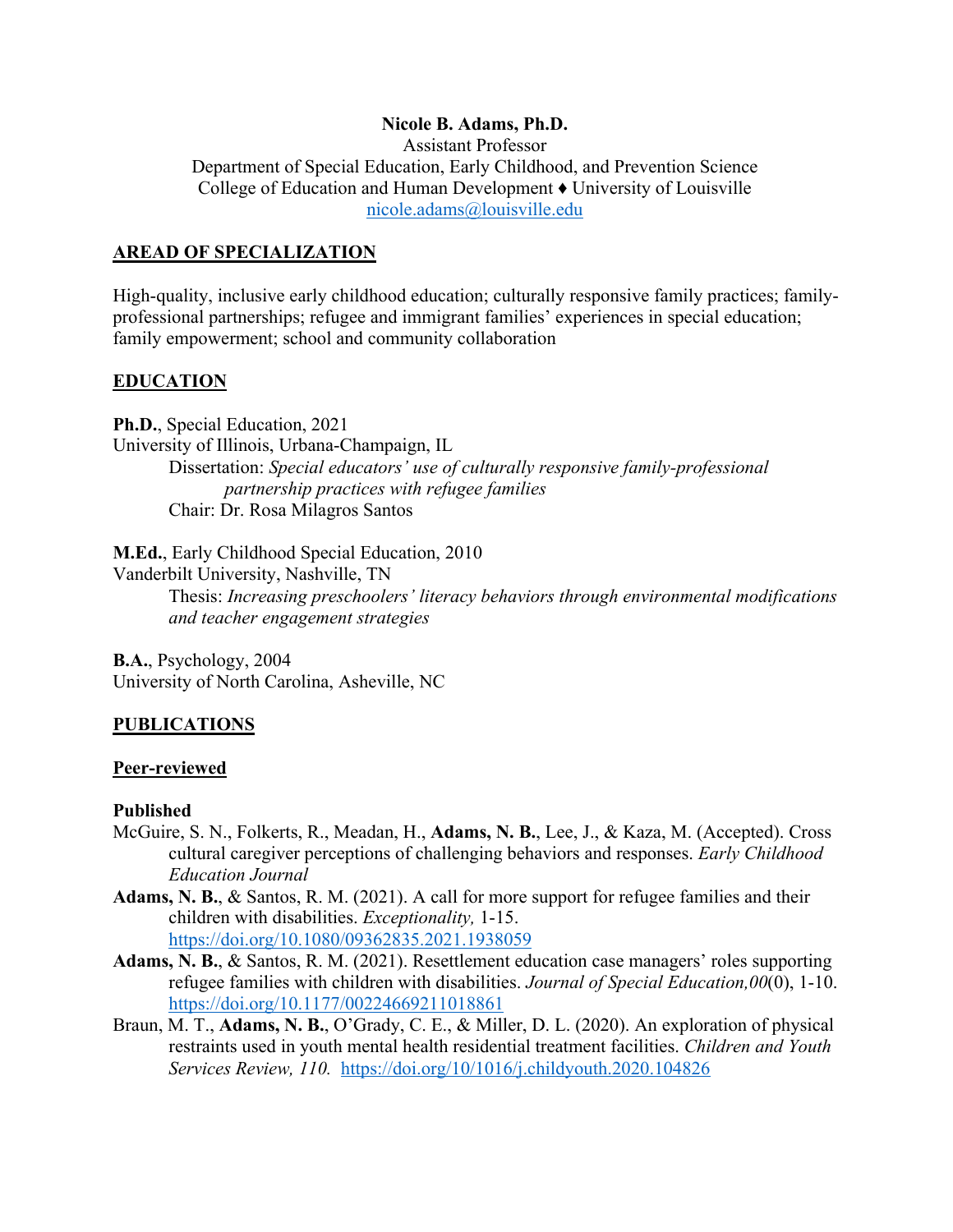**Nicole B. Adams, Ph.D.**
Assistant Professor
Department of Special Education, Early Childhood, and Prevention Science
College of Education and Human Development ♦ University of Louisville
nicole.adams@louisville.edu

## AREAD OF SPECIALIZATION

High-quality, inclusive early childhood education; culturally responsive family practices; family-professional partnerships; refugee and immigrant families' experiences in special education; family empowerment; school and community collaboration

## EDUCATION

**Ph.D.**, Special Education, 2021
University of Illinois, Urbana-Champaign, IL
Dissertation: *Special educators' use of culturally responsive family-professional partnership practices with refugee families*
Chair: Dr. Rosa Milagros Santos

**M.Ed.**, Early Childhood Special Education, 2010
Vanderbilt University, Nashville, TN
Thesis: *Increasing preschoolers' literacy behaviors through environmental modifications and teacher engagement strategies*

**B.A.**, Psychology, 2004
University of North Carolina, Asheville, NC

## PUBLICATIONS

### Peer-reviewed

**Published**

McGuire, S. N., Folkerts, R., Meadan, H., **Adams, N. B.**, Lee, J., & Kaza, M. (Accepted). Cross cultural caregiver perceptions of challenging behaviors and responses. *Early Childhood Education Journal*

**Adams, N. B.**, & Santos, R. M. (2021). A call for more support for refugee families and their children with disabilities. *Exceptionality,* 1-15. https://doi.org/10.1080/09362835.2021.1938059

**Adams, N. B.**, & Santos, R. M. (2021). Resettlement education case managers' roles supporting refugee families with children with disabilities. *Journal of Special Education,00*(0), 1-10. https://doi.org/10.1177/00224669211018861

Braun, M. T., **Adams, N. B.**, O'Grady, C. E., & Miller, D. L. (2020). An exploration of physical restraints used in youth mental health residential treatment facilities. *Children and Youth Services Review, 110.* https://doi.org/10/1016/j.childyouth.2020.104826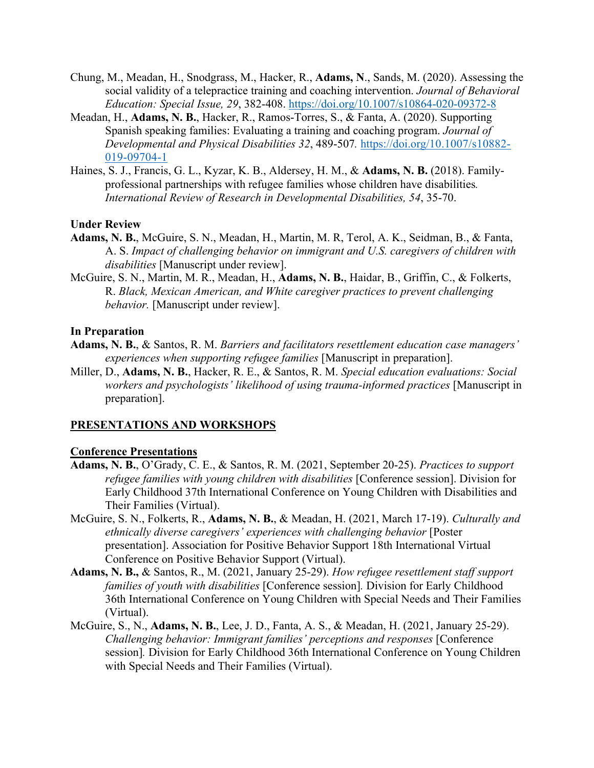Chung, M., Meadan, H., Snodgrass, M., Hacker, R., **Adams, N**., Sands, M. (2020). Assessing the social validity of a telepractice training and coaching intervention. *Journal of Behavioral Education: Special Issue, 29*, 382-408. https://doi.org/10.1007/s10864-020-09372-8

Meadan, H., **Adams, N. B.**, Hacker, R., Ramos-Torres, S., & Fanta, A. (2020). Supporting Spanish speaking families: Evaluating a training and coaching program. *Journal of Developmental and Physical Disabilities 32*, 489-507. https://doi.org/10.1007/s10882-019-09704-1

Haines, S. J., Francis, G. L., Kyzar, K. B., Aldersey, H. M., & **Adams, N. B.** (2018). Family-professional partnerships with refugee families whose children have disabilities. *International Review of Research in Developmental Disabilities, 54*, 35-70.

**Under Review**

**Adams, N. B.**, McGuire, S. N., Meadan, H., Martin, M. R, Terol, A. K., Seidman, B., & Fanta, A. S. *Impact of challenging behavior on immigrant and U.S. caregivers of children with disabilities* [Manuscript under review].

McGuire, S. N., Martin, M. R., Meadan, H., **Adams, N. B.**, Haidar, B., Griffin, C., & Folkerts, R. *Black, Mexican American, and White caregiver practices to prevent challenging behavior.* [Manuscript under review].

**In Preparation**

**Adams, N. B.**, & Santos, R. M. *Barriers and facilitators resettlement education case managers' experiences when supporting refugee families* [Manuscript in preparation].

Miller, D., **Adams, N. B.**, Hacker, R. E., & Santos, R. M. *Special education evaluations: Social workers and psychologists' likelihood of using trauma-informed practices* [Manuscript in preparation].

## PRESENTATIONS AND WORKSHOPS

### Conference Presentations

**Adams, N. B.**, O'Grady, C. E., & Santos, R. M. (2021, September 20-25). *Practices to support refugee families with young children with disabilities* [Conference session]. Division for Early Childhood 37th International Conference on Young Children with Disabilities and Their Families (Virtual).

McGuire, S. N., Folkerts, R., **Adams, N. B.**, & Meadan, H. (2021, March 17-19). *Culturally and ethnically diverse caregivers' experiences with challenging behavior* [Poster presentation]. Association for Positive Behavior Support 18th International Virtual Conference on Positive Behavior Support (Virtual).

**Adams, N. B.,** & Santos, R., M. (2021, January 25-29). *How refugee resettlement staff support families of youth with disabilities* [Conference session]. Division for Early Childhood 36th International Conference on Young Children with Special Needs and Their Families (Virtual).

McGuire, S., N., **Adams, N. B.**, Lee, J. D., Fanta, A. S., & Meadan, H. (2021, January 25-29). *Challenging behavior: Immigrant families' perceptions and responses* [Conference session]. Division for Early Childhood 36th International Conference on Young Children with Special Needs and Their Families (Virtual).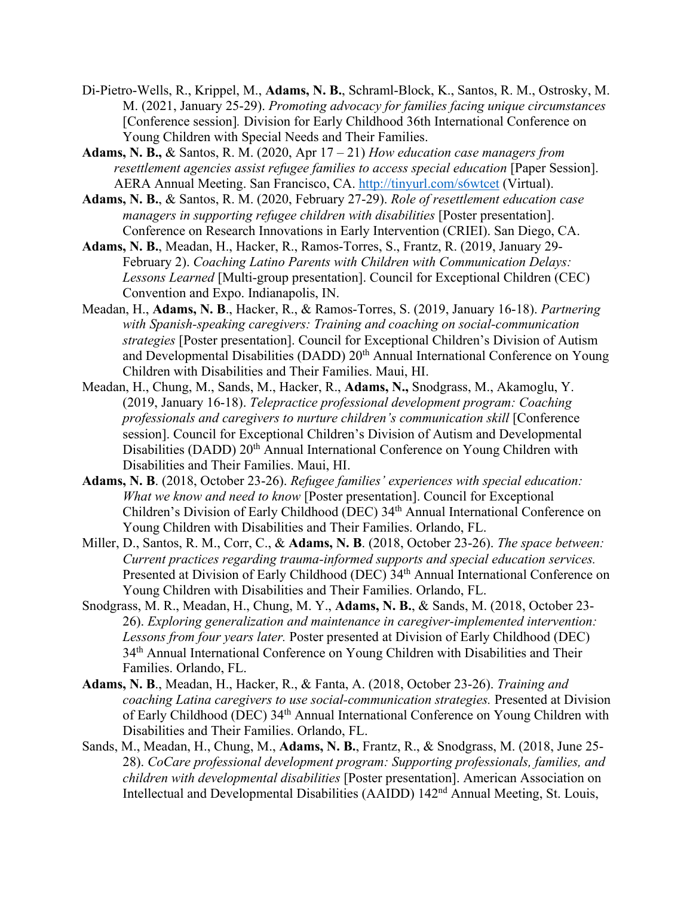Di-Pietro-Wells, R., Krippel, M., **Adams, N. B.**, Schraml-Block, K., Santos, R. M., Ostrosky, M. M. (2021, January 25-29). *Promoting advocacy for families facing unique circumstances* [Conference session]*.* Division for Early Childhood 36th International Conference on Young Children with Special Needs and Their Families.

**Adams, N. B.,** & Santos, R. M. (2020, Apr 17 – 21) *How education case managers from resettlement agencies assist refugee families to access special education* [Paper Session]. AERA Annual Meeting. San Francisco, CA. http://tinyurl.com/s6wtcet (Virtual).

**Adams, N. B.**, & Santos, R. M. (2020, February 27-29). *Role of resettlement education case managers in supporting refugee children with disabilities* [Poster presentation]. Conference on Research Innovations in Early Intervention (CRIEI). San Diego, CA.

**Adams, N. B.**, Meadan, H., Hacker, R., Ramos-Torres, S., Frantz, R. (2019, January 29-February 2). *Coaching Latino Parents with Children with Communication Delays: Lessons Learned* [Multi-group presentation]. Council for Exceptional Children (CEC) Convention and Expo. Indianapolis, IN.

Meadan, H., **Adams, N. B**., Hacker, R., & Ramos-Torres, S. (2019, January 16-18). *Partnering with Spanish-speaking caregivers: Training and coaching on social-communication strategies* [Poster presentation]. Council for Exceptional Children's Division of Autism and Developmental Disabilities (DADD) 20th Annual International Conference on Young Children with Disabilities and Their Families. Maui, HI.

Meadan, H., Chung, M., Sands, M., Hacker, R., **Adams, N.,** Snodgrass, M., Akamoglu, Y. (2019, January 16-18). *Telepractice professional development program: Coaching professionals and caregivers to nurture children's communication skill* [Conference session]. Council for Exceptional Children's Division of Autism and Developmental Disabilities (DADD) 20th Annual International Conference on Young Children with Disabilities and Their Families. Maui, HI.

**Adams, N. B**. (2018, October 23-26). *Refugee families' experiences with special education: What we know and need to know* [Poster presentation]. Council for Exceptional Children's Division of Early Childhood (DEC) 34th Annual International Conference on Young Children with Disabilities and Their Families. Orlando, FL.

Miller, D., Santos, R. M., Corr, C., & **Adams, N. B**. (2018, October 23-26). *The space between: Current practices regarding trauma-informed supports and special education services.* Presented at Division of Early Childhood (DEC) 34th Annual International Conference on Young Children with Disabilities and Their Families. Orlando, FL.

Snodgrass, M. R., Meadan, H., Chung, M. Y., **Adams, N. B.**, & Sands, M. (2018, October 23-26). *Exploring generalization and maintenance in caregiver-implemented intervention: Lessons from four years later.* Poster presented at Division of Early Childhood (DEC) 34th Annual International Conference on Young Children with Disabilities and Their Families. Orlando, FL.

**Adams, N. B**., Meadan, H., Hacker, R., & Fanta, A. (2018, October 23-26). *Training and coaching Latina caregivers to use social-communication strategies.* Presented at Division of Early Childhood (DEC) 34th Annual International Conference on Young Children with Disabilities and Their Families. Orlando, FL.

Sands, M., Meadan, H., Chung, M., **Adams, N. B.**, Frantz, R., & Snodgrass, M. (2018, June 25-28). *CoCare professional development program: Supporting professionals, families, and children with developmental disabilities* [Poster presentation]. American Association on Intellectual and Developmental Disabilities (AAIDD) 142nd Annual Meeting, St. Louis,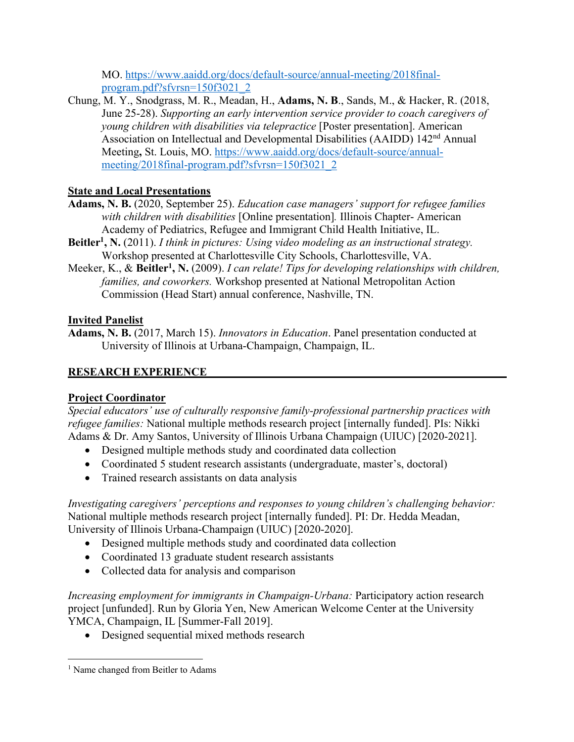MO. [https://www.aaidd.org/docs/default-source/annual-meeting/2018final-program.pdf?sfvrsn=150f3021_2](https://www.aaidd.org/docs/default-source/annual-meeting/2018final-program.pdf?sfvrsn=150f3021_2)

Chung, M. Y., Snodgrass, M. R., Meadan, H., **Adams, N. B**., Sands, M., & Hacker, R. (2018, June 25-28). *Supporting an early intervention service provider to coach caregivers of young children with disabilities via telepractice* [Poster presentation]. American Association on Intellectual and Developmental Disabilities (AAIDD) 142nd Annual Meeting**,** St. Louis, MO. [https://www.aaidd.org/docs/default-source/annual-meeting/2018final-program.pdf?sfvrsn=150f3021_2](https://www.aaidd.org/docs/default-source/annual-meeting/2018final-program.pdf?sfvrsn=150f3021_2)

**State and Local Presentations**

**Adams, N. B.** (2020, September 25). *Education case managers' support for refugee families with children with disabilities* [Online presentation]. Illinois Chapter- American Academy of Pediatrics, Refugee and Immigrant Child Health Initiative, IL.

**Beitler[1], N.** (2011). *I think in pictures: Using video modeling as an instructional strategy.* Workshop presented at Charlottesville City Schools, Charlottesville, VA.

Meeker, K., & **Beitler[1], N.** (2009). *I can relate! Tips for developing relationships with children, families, and coworkers.* Workshop presented at National Metropolitan Action Commission (Head Start) annual conference, Nashville, TN.

**Invited Panelist**

**Adams, N. B.** (2017, March 15). *Innovators in Education*. Panel presentation conducted at University of Illinois at Urbana-Champaign, Champaign, IL.

## RESEARCH EXPERIENCE

**Project Coordinator**

*Special educators' use of culturally responsive family-professional partnership practices with refugee families:* National multiple methods research project [internally funded]. PIs: Nikki Adams & Dr. Amy Santos, University of Illinois Urbana Champaign (UIUC) [2020-2021].

- Designed multiple methods study and coordinated data collection
- Coordinated 5 student research assistants (undergraduate, master's, doctoral)
- Trained research assistants on data analysis

*Investigating caregivers' perceptions and responses to young children's challenging behavior:* National multiple methods research project [internally funded]. PI: Dr. Hedda Meadan, University of Illinois Urbana-Champaign (UIUC) [2020-2020].

- Designed multiple methods study and coordinated data collection
- Coordinated 13 graduate student research assistants
- Collected data for analysis and comparison

*Increasing employment for immigrants in Champaign-Urbana:* Participatory action research project [unfunded]. Run by Gloria Yen, New American Welcome Center at the University YMCA, Champaign, IL [Summer-Fall 2019].

- Designed sequential mixed methods research

[1] Name changed from Beitler to Adams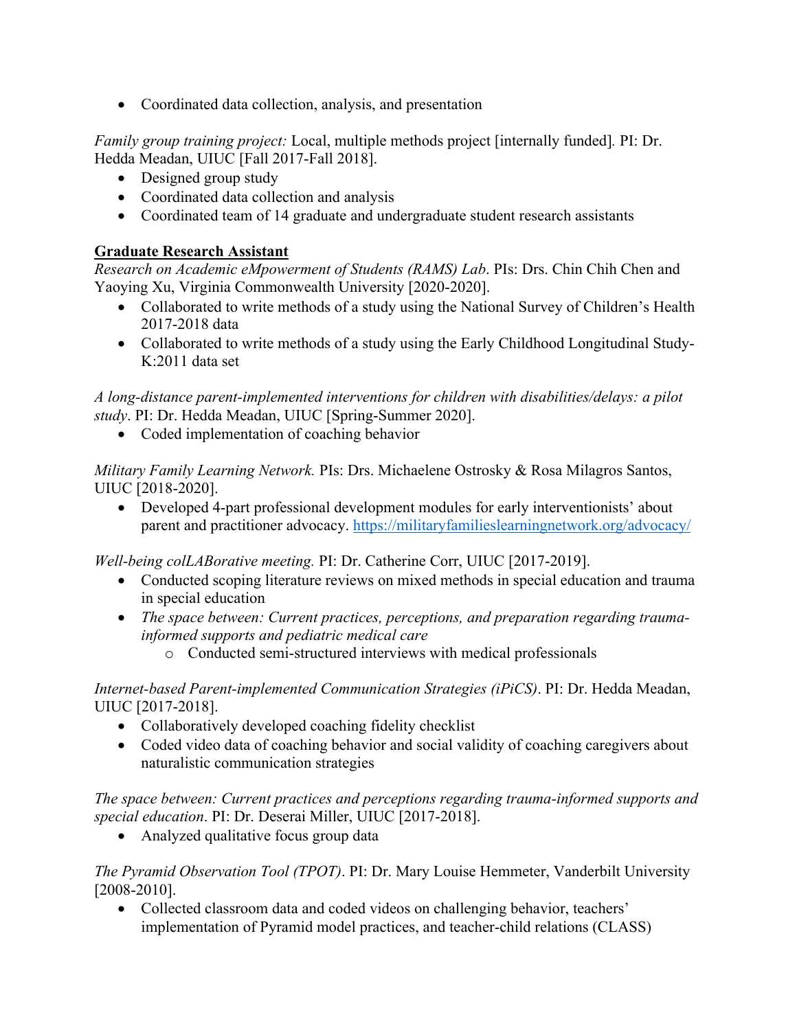- Coordinated data collection, analysis, and presentation

*Family group training project:* Local, multiple methods project [internally funded]. PI: Dr. Hedda Meadan, UIUC [Fall 2017-Fall 2018].

- Designed group study
- Coordinated data collection and analysis
- Coordinated team of 14 graduate and undergraduate student research assistants

**<u>Graduate Research Assistant</u>**

*Research on Academic eMpowerment of Students (RAMS) Lab*. PIs: Drs. Chin Chih Chen and Yaoying Xu, Virginia Commonwealth University [2020-2020].

- Collaborated to write methods of a study using the National Survey of Children's Health 2017-2018 data
- Collaborated to write methods of a study using the Early Childhood Longitudinal Study-K:2011 data set

*A long-distance parent-implemented interventions for children with disabilities/delays: a pilot study*. PI: Dr. Hedda Meadan, UIUC [Spring-Summer 2020].

- Coded implementation of coaching behavior

*Military Family Learning Network.* PIs: Drs. Michaelene Ostrosky & Rosa Milagros Santos, UIUC [2018-2020].

- Developed 4-part professional development modules for early interventionists' about parent and practitioner advocacy. https://militaryfamilieslearningnetwork.org/advocacy/

*Well-being colLABorative meeting.* PI: Dr. Catherine Corr, UIUC [2017-2019].

- Conducted scoping literature reviews on mixed methods in special education and trauma in special education
- *The space between: Current practices, perceptions, and preparation regarding trauma-informed supports and pediatric medical care*
  - Conducted semi-structured interviews with medical professionals

*Internet-based Parent-implemented Communication Strategies (iPiCS)*. PI: Dr. Hedda Meadan, UIUC [2017-2018].

- Collaboratively developed coaching fidelity checklist
- Coded video data of coaching behavior and social validity of coaching caregivers about naturalistic communication strategies

*The space between: Current practices and perceptions regarding trauma-informed supports and special education*. PI: Dr. Deserai Miller, UIUC [2017-2018].

- Analyzed qualitative focus group data

*The Pyramid Observation Tool (TPOT)*. PI: Dr. Mary Louise Hemmeter, Vanderbilt University [2008-2010].

- Collected classroom data and coded videos on challenging behavior, teachers' implementation of Pyramid model practices, and teacher-child relations (CLASS)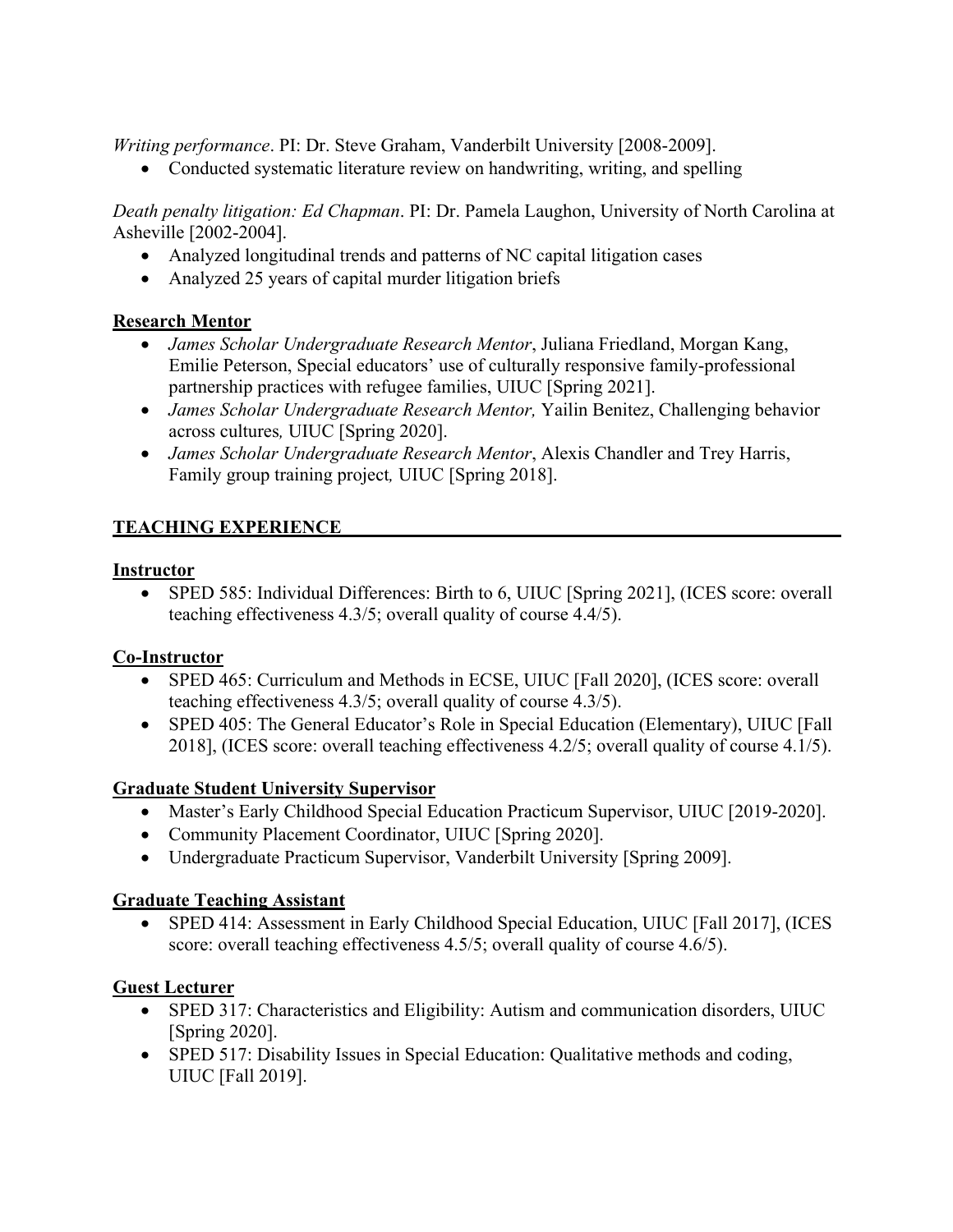*Writing performance*. PI: Dr. Steve Graham, Vanderbilt University [2008-2009].

- Conducted systematic literature review on handwriting, writing, and spelling

*Death penalty litigation: Ed Chapman*. PI: Dr. Pamela Laughon, University of North Carolina at Asheville [2002-2004].

- Analyzed longitudinal trends and patterns of NC capital litigation cases
- Analyzed 25 years of capital murder litigation briefs

**Research Mentor**

- *James Scholar Undergraduate Research Mentor*, Juliana Friedland, Morgan Kang, Emilie Peterson, Special educators' use of culturally responsive family-professional partnership practices with refugee families, UIUC [Spring 2021].
- *James Scholar Undergraduate Research Mentor,* Yailin Benitez, Challenging behavior across cultures*,* UIUC [Spring 2020].
- *James Scholar Undergraduate Research Mentor*, Alexis Chandler and Trey Harris, Family group training project*,* UIUC [Spring 2018].

## TEACHING EXPERIENCE

**Instructor**

- SPED 585: Individual Differences: Birth to 6, UIUC [Spring 2021], (ICES score: overall teaching effectiveness 4.3/5; overall quality of course 4.4/5).

**Co-Instructor**

- SPED 465: Curriculum and Methods in ECSE, UIUC [Fall 2020], (ICES score: overall teaching effectiveness 4.3/5; overall quality of course 4.3/5).
- SPED 405: The General Educator's Role in Special Education (Elementary), UIUC [Fall 2018], (ICES score: overall teaching effectiveness 4.2/5; overall quality of course 4.1/5).

**Graduate Student University Supervisor**

- Master's Early Childhood Special Education Practicum Supervisor, UIUC [2019-2020].
- Community Placement Coordinator, UIUC [Spring 2020].
- Undergraduate Practicum Supervisor, Vanderbilt University [Spring 2009].

**Graduate Teaching Assistant**

- SPED 414: Assessment in Early Childhood Special Education, UIUC [Fall 2017], (ICES score: overall teaching effectiveness 4.5/5; overall quality of course 4.6/5).

**Guest Lecturer**

- SPED 317: Characteristics and Eligibility: Autism and communication disorders, UIUC [Spring 2020].
- SPED 517: Disability Issues in Special Education: Qualitative methods and coding, UIUC [Fall 2019].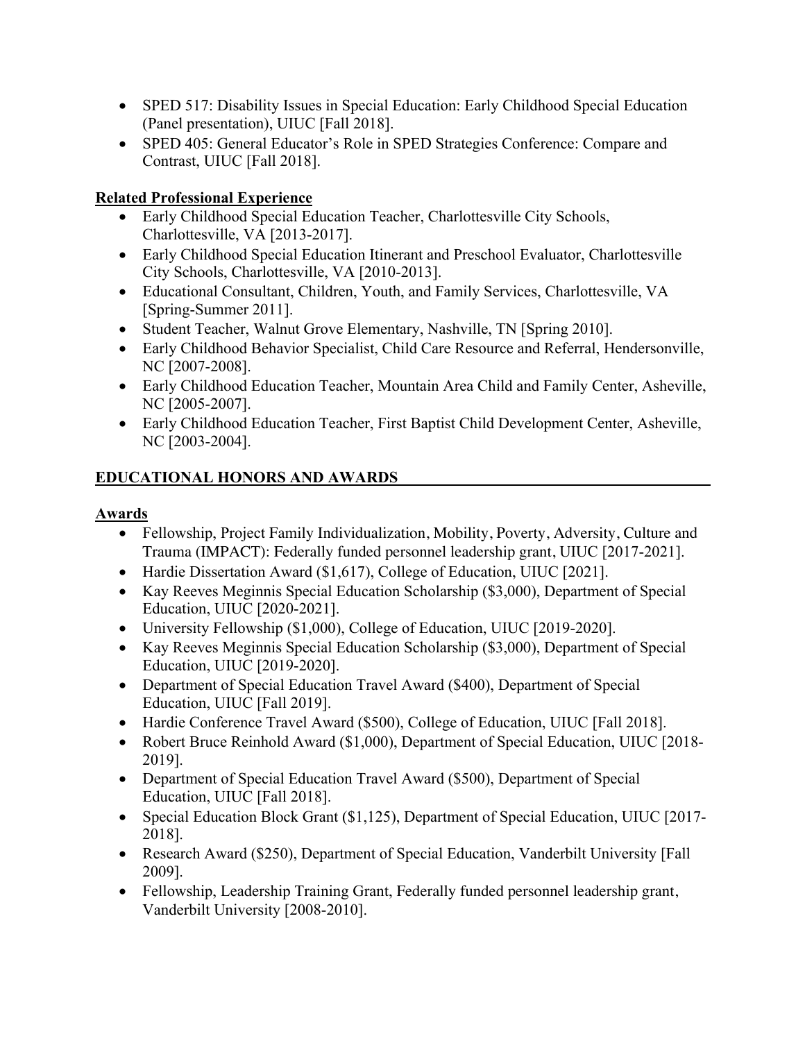- SPED 517: Disability Issues in Special Education: Early Childhood Special Education (Panel presentation), UIUC [Fall 2018].
- SPED 405: General Educator's Role in SPED Strategies Conference: Compare and Contrast, UIUC [Fall 2018].

### Related Professional Experience

- Early Childhood Special Education Teacher, Charlottesville City Schools, Charlottesville, VA [2013-2017].
- Early Childhood Special Education Itinerant and Preschool Evaluator, Charlottesville City Schools, Charlottesville, VA [2010-2013].
- Educational Consultant, Children, Youth, and Family Services, Charlottesville, VA [Spring-Summer 2011].
- Student Teacher, Walnut Grove Elementary, Nashville, TN [Spring 2010].
- Early Childhood Behavior Specialist, Child Care Resource and Referral, Hendersonville, NC [2007-2008].
- Early Childhood Education Teacher, Mountain Area Child and Family Center, Asheville, NC [2005-2007].
- Early Childhood Education Teacher, First Baptist Child Development Center, Asheville, NC [2003-2004].

## EDUCATIONAL HONORS AND AWARDS

### Awards

- Fellowship, Project Family Individualization, Mobility, Poverty, Adversity, Culture and Trauma (IMPACT): Federally funded personnel leadership grant, UIUC [2017-2021].
- Hardie Dissertation Award ($1,617), College of Education, UIUC [2021].
- Kay Reeves Meginnis Special Education Scholarship ($3,000), Department of Special Education, UIUC [2020-2021].
- University Fellowship ($1,000), College of Education, UIUC [2019-2020].
- Kay Reeves Meginnis Special Education Scholarship ($3,000), Department of Special Education, UIUC [2019-2020].
- Department of Special Education Travel Award ($400), Department of Special Education, UIUC [Fall 2019].
- Hardie Conference Travel Award ($500), College of Education, UIUC [Fall 2018].
- Robert Bruce Reinhold Award ($1,000), Department of Special Education, UIUC [2018-2019].
- Department of Special Education Travel Award ($500), Department of Special Education, UIUC [Fall 2018].
- Special Education Block Grant ($1,125), Department of Special Education, UIUC [2017-2018].
- Research Award ($250), Department of Special Education, Vanderbilt University [Fall 2009].
- Fellowship, Leadership Training Grant, Federally funded personnel leadership grant, Vanderbilt University [2008-2010].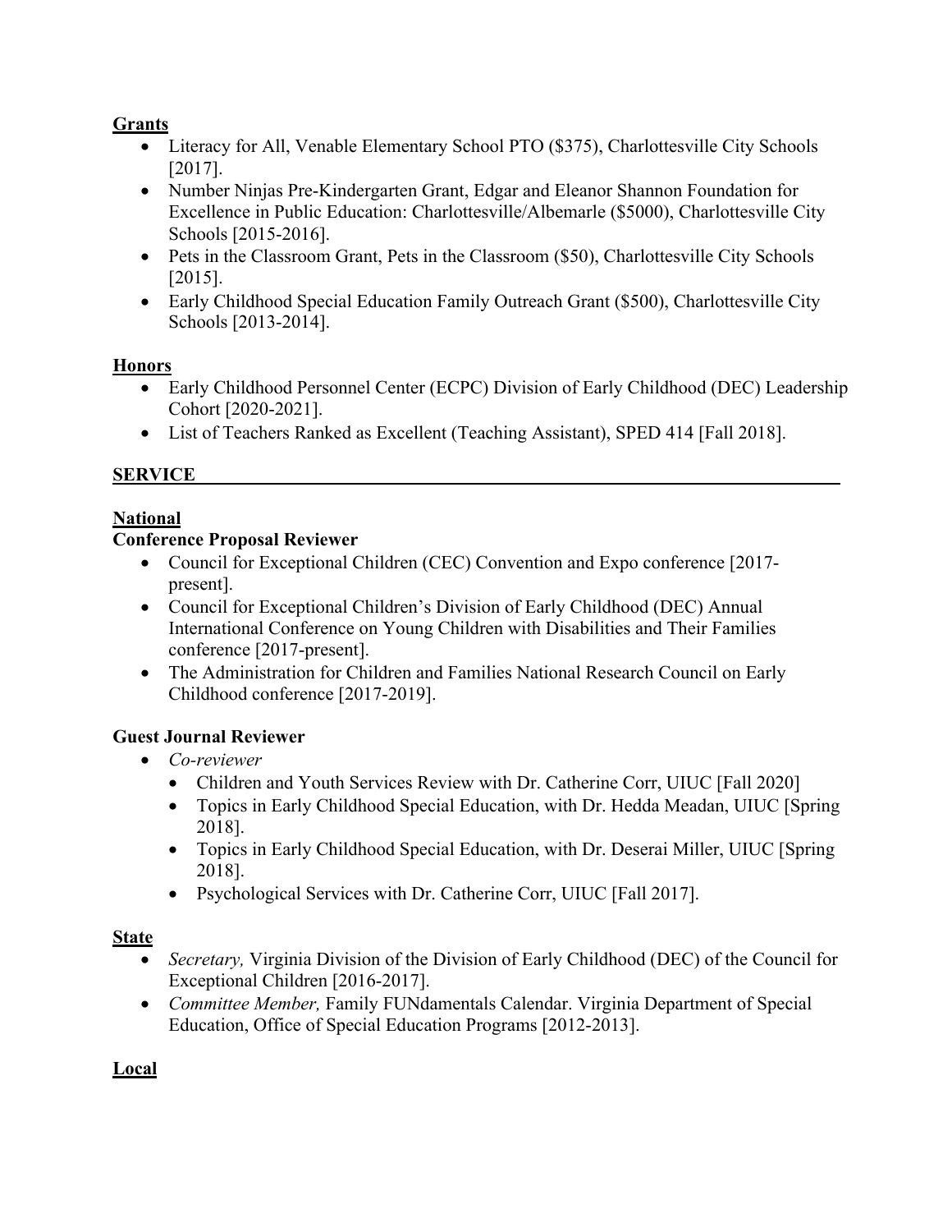## Grants

- Literacy for All, Venable Elementary School PTO ($375), Charlottesville City Schools [2017].
- Number Ninjas Pre-Kindergarten Grant, Edgar and Eleanor Shannon Foundation for Excellence in Public Education: Charlottesville/Albemarle ($5000), Charlottesville City Schools [2015-2016].
- Pets in the Classroom Grant, Pets in the Classroom ($50), Charlottesville City Schools [2015].
- Early Childhood Special Education Family Outreach Grant ($500), Charlottesville City Schools [2013-2014].

## Honors

- Early Childhood Personnel Center (ECPC) Division of Early Childhood (DEC) Leadership Cohort [2020-2021].
- List of Teachers Ranked as Excellent (Teaching Assistant), SPED 414 [Fall 2018].

# SERVICE

## National

### Conference Proposal Reviewer

- Council for Exceptional Children (CEC) Convention and Expo conference [2017-present].
- Council for Exceptional Children's Division of Early Childhood (DEC) Annual International Conference on Young Children with Disabilities and Their Families conference [2017-present].
- The Administration for Children and Families National Research Council on Early Childhood conference [2017-2019].

### Guest Journal Reviewer

- *Co-reviewer*
  - Children and Youth Services Review with Dr. Catherine Corr, UIUC [Fall 2020]
  - Topics in Early Childhood Special Education, with Dr. Hedda Meadan, UIUC [Spring 2018].
  - Topics in Early Childhood Special Education, with Dr. Deserai Miller, UIUC [Spring 2018].
  - Psychological Services with Dr. Catherine Corr, UIUC [Fall 2017].

## State

- *Secretary,* Virginia Division of the Division of Early Childhood (DEC) of the Council for Exceptional Children [2016-2017].
- *Committee Member,* Family FUNdamentals Calendar. Virginia Department of Special Education, Office of Special Education Programs [2012-2013].

## Local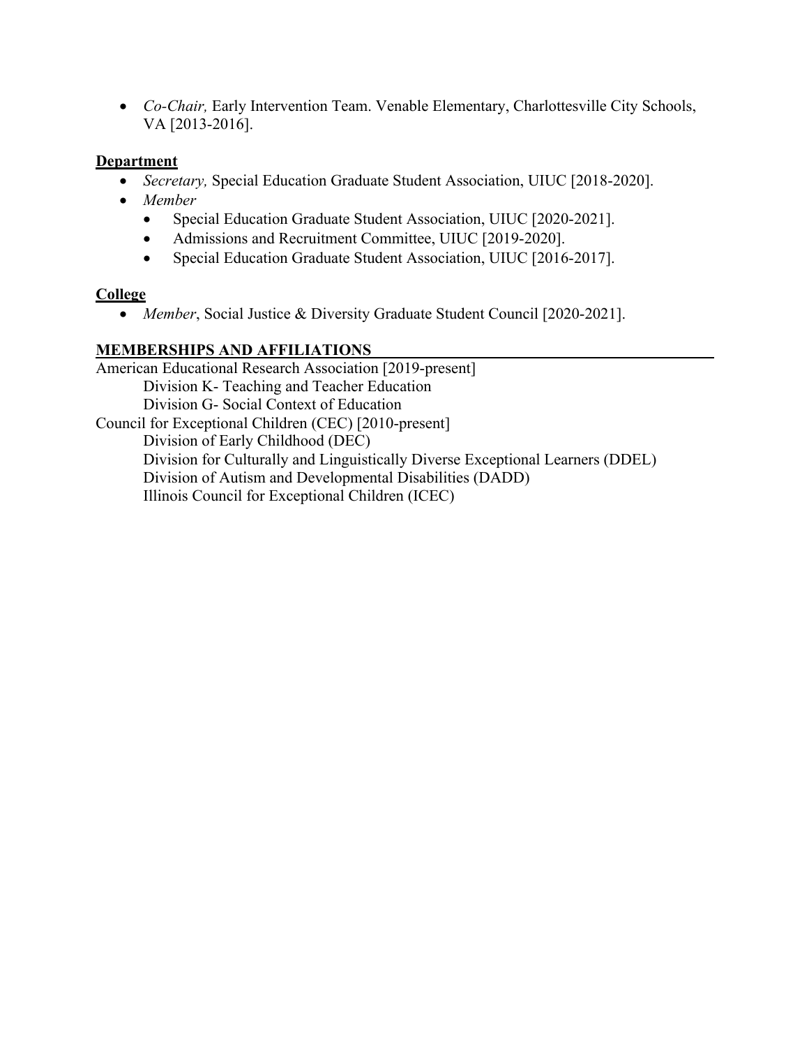- *Co-Chair,* Early Intervention Team. Venable Elementary, Charlottesville City Schools, VA [2013-2016].

**Department**

- *Secretary,* Special Education Graduate Student Association, UIUC [2018-2020].
- *Member*
  - Special Education Graduate Student Association, UIUC [2020-2021].
  - Admissions and Recruitment Committee, UIUC [2019-2020].
  - Special Education Graduate Student Association, UIUC [2016-2017].

**College**

- *Member*, Social Justice & Diversity Graduate Student Council [2020-2021].

## MEMBERSHIPS AND AFFILIATIONS

American Educational Research Association [2019-present]
- Division K- Teaching and Teacher Education
- Division G- Social Context of Education

Council for Exceptional Children (CEC) [2010-present]
- Division of Early Childhood (DEC)
- Division for Culturally and Linguistically Diverse Exceptional Learners (DDEL)
- Division of Autism and Developmental Disabilities (DADD)
- Illinois Council for Exceptional Children (ICEC)